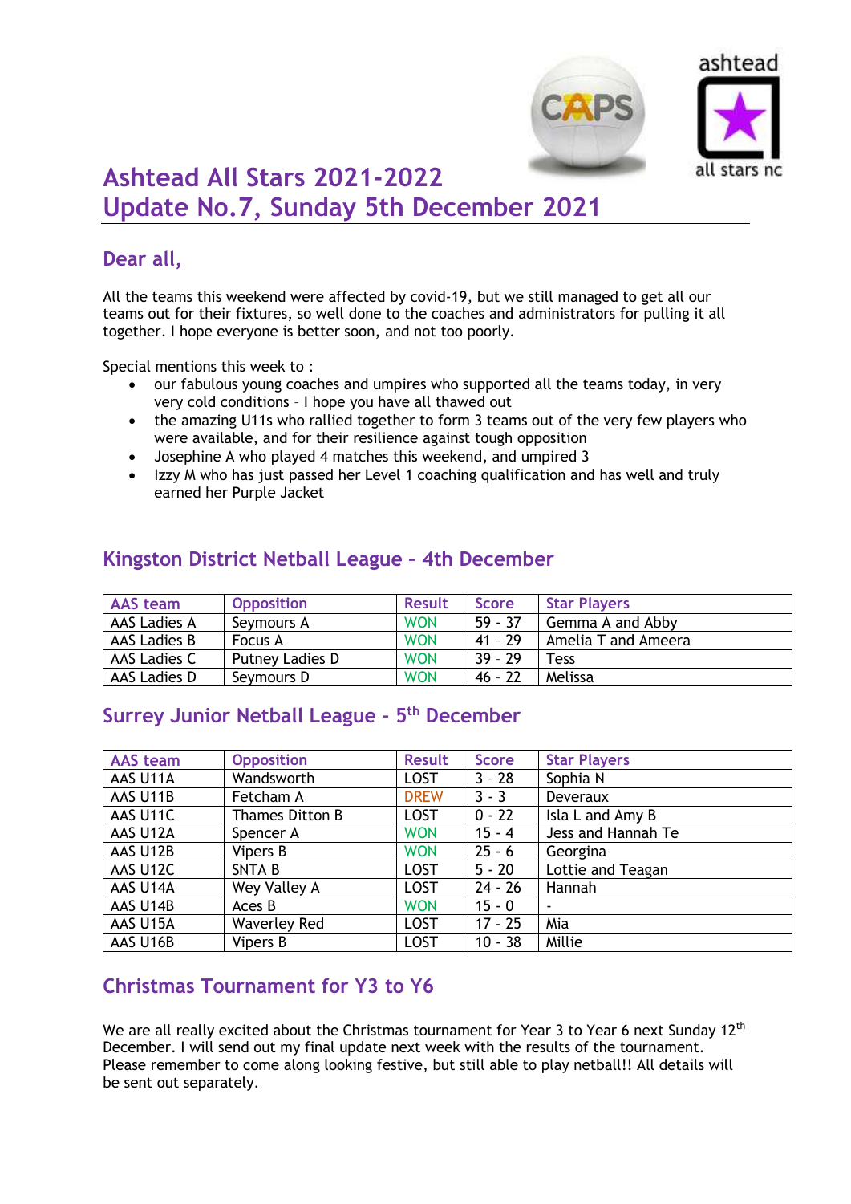# Ashtead All Stars 2021-2022
# Update No.7, Sunday 5th December 2021

## Dear all,

All the teams this weekend were affected by covid-19, but we still managed to get all our teams out for their fixtures, so well done to the coaches and administrators for pulling it all together. I hope everyone is better soon, and not too poorly.

Special mentions this week to :

- our fabulous young coaches and umpires who supported all the teams today, in very very cold conditions – I hope you have all thawed out
- the amazing U11s who rallied together to form 3 teams out of the very few players who were available, and for their resilience against tough opposition
- Josephine A who played 4 matches this weekend, and umpired 3
- Izzy M who has just passed her Level 1 coaching qualification and has well and truly earned her Purple Jacket

## Kingston District Netball League – 4th December

| AAS team | Opposition | Result | Score | Star Players |
|---|---|---|---|---|
| AAS Ladies A | Seymours A | WON | 59 - 37 | Gemma A and Abby |
| AAS Ladies B | Focus A | WON | 41 – 29 | Amelia T and Ameera |
| AAS Ladies C | Putney Ladies D | WON | 39 – 29 | Tess |
| AAS Ladies D | Seymours D | WON | 46 – 22 | Melissa |

## Surrey Junior Netball League – 5th December

| AAS team | Opposition | Result | Score | Star Players |
|---|---|---|---|---|
| AAS U11A | Wandsworth | LOST | 3 – 28 | Sophia N |
| AAS U11B | Fetcham A | DREW | 3 - 3 | Deveraux |
| AAS U11C | Thames Ditton B | LOST | 0 - 22 | Isla L and Amy B |
| AAS U12A | Spencer A | WON | 15 - 4 | Jess and Hannah Te |
| AAS U12B | Vipers B | WON | 25 - 6 | Georgina |
| AAS U12C | SNTA B | LOST | 5 - 20 | Lottie and Teagan |
| AAS U14A | Wey Valley A | LOST | 24 - 26 | Hannah |
| AAS U14B | Aces B | WON | 15 - 0 | - |
| AAS U15A | Waverley Red | LOST | 17 - 25 | Mia |
| AAS U16B | Vipers B | LOST | 10 - 38 | Millie |

## Christmas Tournament for Y3 to Y6

We are all really excited about the Christmas tournament for Year 3 to Year 6 next Sunday 12th December. I will send out my final update next week with the results of the tournament. Please remember to come along looking festive, but still able to play netball!! All details will be sent out separately.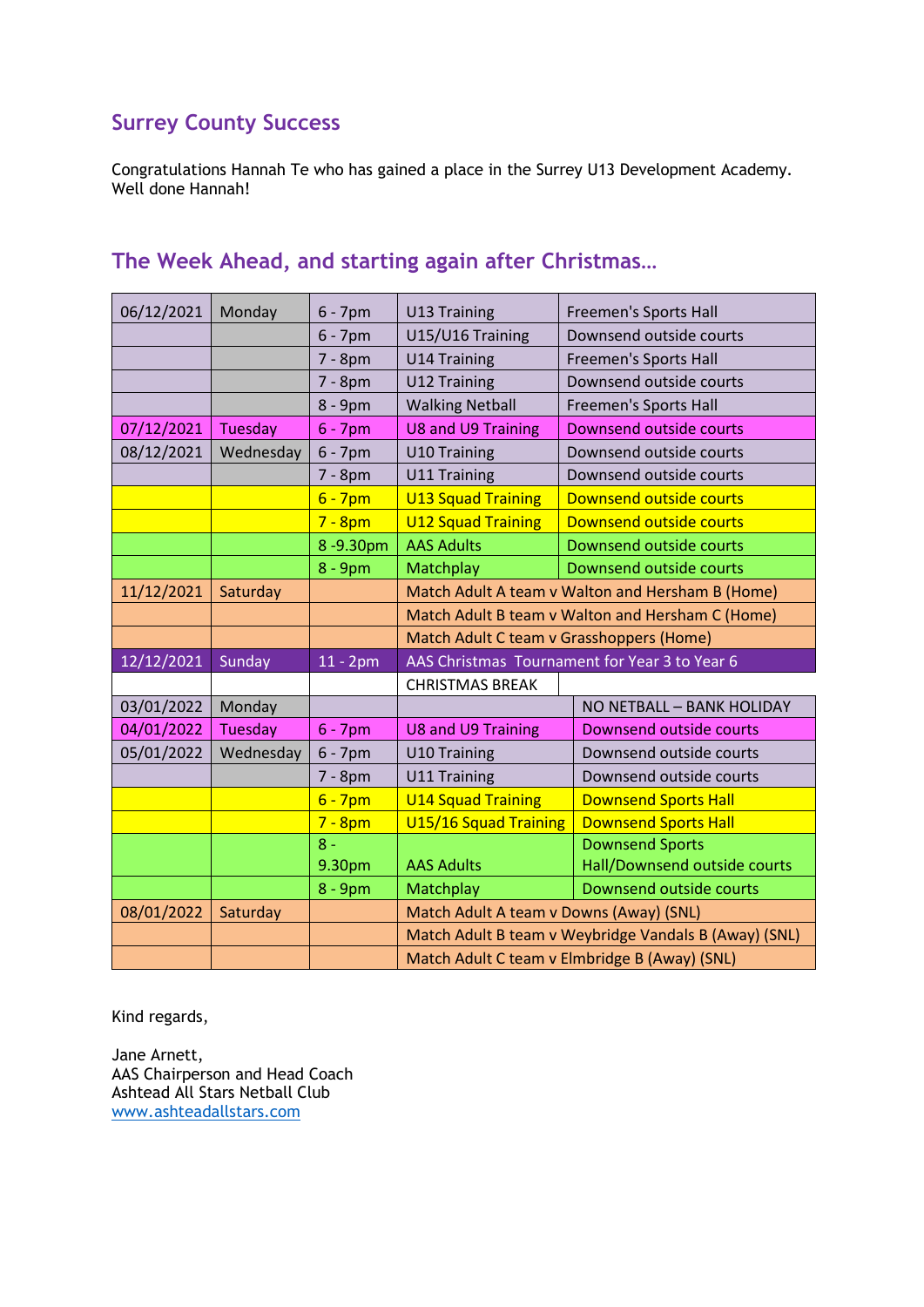## Surrey County Success

Congratulations Hannah Te who has gained a place in the Surrey U13 Development Academy. Well done Hannah!

## The Week Ahead, and starting again after Christmas…

| | | | | |
|---|---|---|---|---|
| 06/12/2021 | Monday | 6 - 7pm | U13 Training | Freemen's Sports Hall |
| | | 6 - 7pm | U15/U16 Training | Downsend outside courts |
| | | 7 - 8pm | U14 Training | Freemen's Sports Hall |
| | | 7 - 8pm | U12 Training | Downsend outside courts |
| | | 8 - 9pm | Walking Netball | Freemen's Sports Hall |
| 07/12/2021 | Tuesday | 6 - 7pm | U8 and U9 Training | Downsend outside courts |
| 08/12/2021 | Wednesday | 6 - 7pm | U10 Training | Downsend outside courts |
| | | 7 - 8pm | U11 Training | Downsend outside courts |
| | | 6 - 7pm | U13 Squad Training | Downsend outside courts |
| | | 7 - 8pm | U12 Squad Training | Downsend outside courts |
| | | 8 -9.30pm | AAS Adults | Downsend outside courts |
| | | 8 - 9pm | Matchplay | Downsend outside courts |
| 11/12/2021 | Saturday | | Match Adult A team v Walton and Hersham B (Home) | |
| | | | Match Adult B team v Walton and Hersham C (Home) | |
| | | | Match Adult C team v Grasshoppers (Home) | |
| 12/12/2021 | Sunday | 11 - 2pm | AAS Christmas Tournament for Year 3 to Year 6 | |
| | | | CHRISTMAS BREAK | |
| 03/01/2022 | Monday | | | NO NETBALL – BANK HOLIDAY |
| 04/01/2022 | Tuesday | 6 - 7pm | U8 and U9 Training | Downsend outside courts |
| 05/01/2022 | Wednesday | 6 - 7pm | U10 Training | Downsend outside courts |
| | | 7 - 8pm | U11 Training | Downsend outside courts |
| | | 6 - 7pm | U14 Squad Training | Downsend Sports Hall |
| | | 7 - 8pm | U15/16 Squad Training | Downsend Sports Hall |
| | | 8 - 9.30pm | AAS Adults | Downsend Sports Hall/Downsend outside courts |
| | | 8 - 9pm | Matchplay | Downsend outside courts |
| 08/01/2022 | Saturday | | Match Adult A team v Downs (Away) (SNL) | |
| | | | Match Adult B team v Weybridge Vandals B (Away) (SNL) | |
| | | | Match Adult C team v Elmbridge B (Away) (SNL) | |

Kind regards,

Jane Arnett,
AAS Chairperson and Head Coach
Ashtead All Stars Netball Club
www.ashteadallstars.com